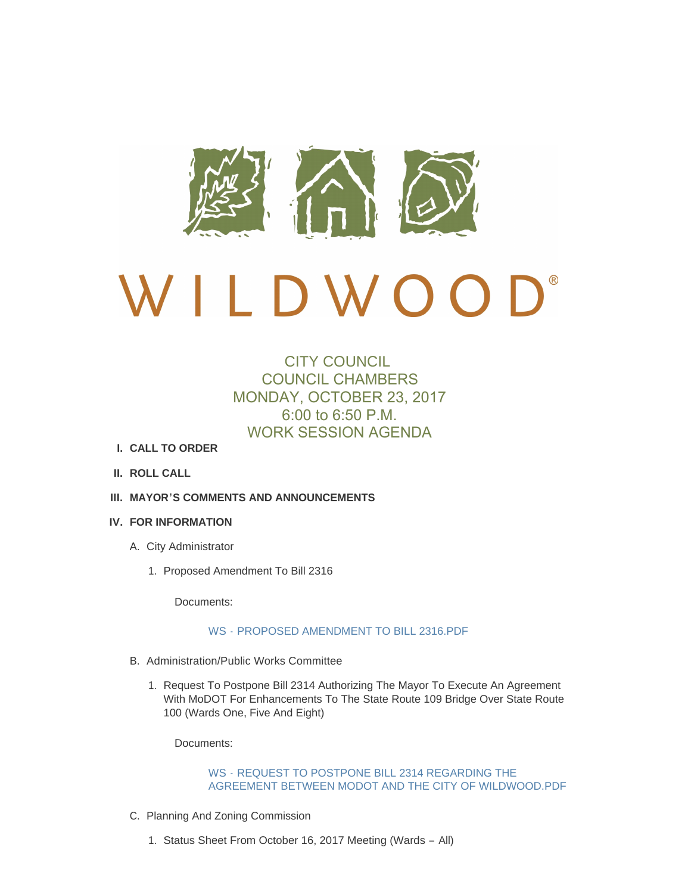WILDWOOD®

# CITY COUNCIL
## COUNCIL CHAMBERS
## MONDAY, OCTOBER 23, 2017
## 6:00 to 6:50 P.M.
## WORK SESSION AGENDA

**I. CALL TO ORDER**

**II. ROLL CALL**

**III. MAYOR'S COMMENTS AND ANNOUNCEMENTS**

**IV. FOR INFORMATION**

A. City Administrator

1. Proposed Amendment To Bill 2316

Documents:

WS - PROPOSED AMENDMENT TO BILL 2316.PDF

B. Administration/Public Works Committee

1. Request To Postpone Bill 2314 Authorizing The Mayor To Execute An Agreement With MoDOT For Enhancements To The State Route 109 Bridge Over State Route 100 (Wards One, Five And Eight)

Documents:

WS - REQUEST TO POSTPONE BILL 2314 REGARDING THE AGREEMENT BETWEEN MODOT AND THE CITY OF WILDWOOD.PDF

C. Planning And Zoning Commission

1. Status Sheet From October 16, 2017 Meeting (Wards – All)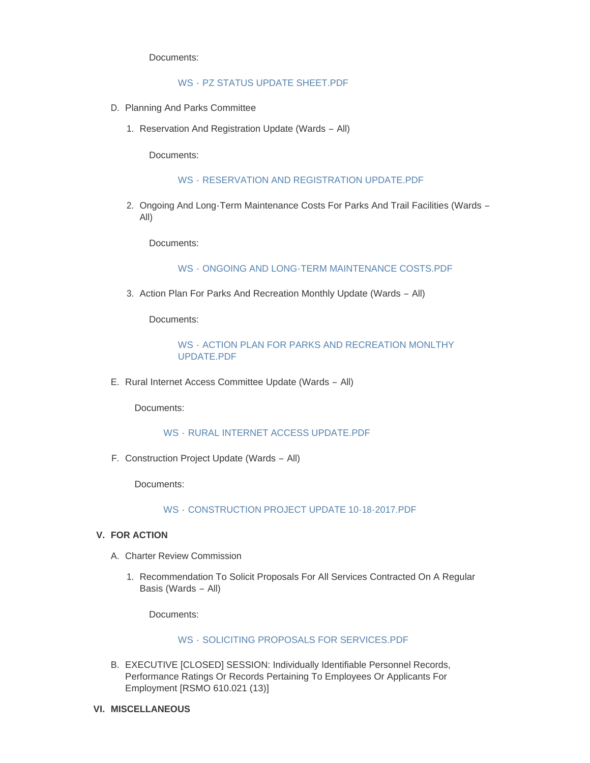Documents:

WS - PZ STATUS UPDATE SHEET.PDF

D. Planning And Parks Committee

1. Reservation And Registration Update (Wards – All)

   Documents:

   WS - RESERVATION AND REGISTRATION UPDATE.PDF

2. Ongoing And Long-Term Maintenance Costs For Parks And Trail Facilities (Wards – All)

   Documents:

   WS - ONGOING AND LONG-TERM MAINTENANCE COSTS.PDF

3. Action Plan For Parks And Recreation Monthly Update (Wards – All)

   Documents:

   WS - ACTION PLAN FOR PARKS AND RECREATION MONLTHY UPDATE.PDF

E. Rural Internet Access Committee Update (Wards – All)

   Documents:

   WS - RURAL INTERNET ACCESS UPDATE.PDF

F. Construction Project Update (Wards – All)

   Documents:

   WS - CONSTRUCTION PROJECT UPDATE 10-18-2017.PDF

## V. FOR ACTION

A. Charter Review Commission

1. Recommendation To Solicit Proposals For All Services Contracted On A Regular Basis (Wards – All)

   Documents:

   WS - SOLICITING PROPOSALS FOR SERVICES.PDF

B. EXECUTIVE [CLOSED] SESSION: Individually Identifiable Personnel Records, Performance Ratings Or Records Pertaining To Employees Or Applicants For Employment [RSMO 610.021 (13)]

## VI. MISCELLANEOUS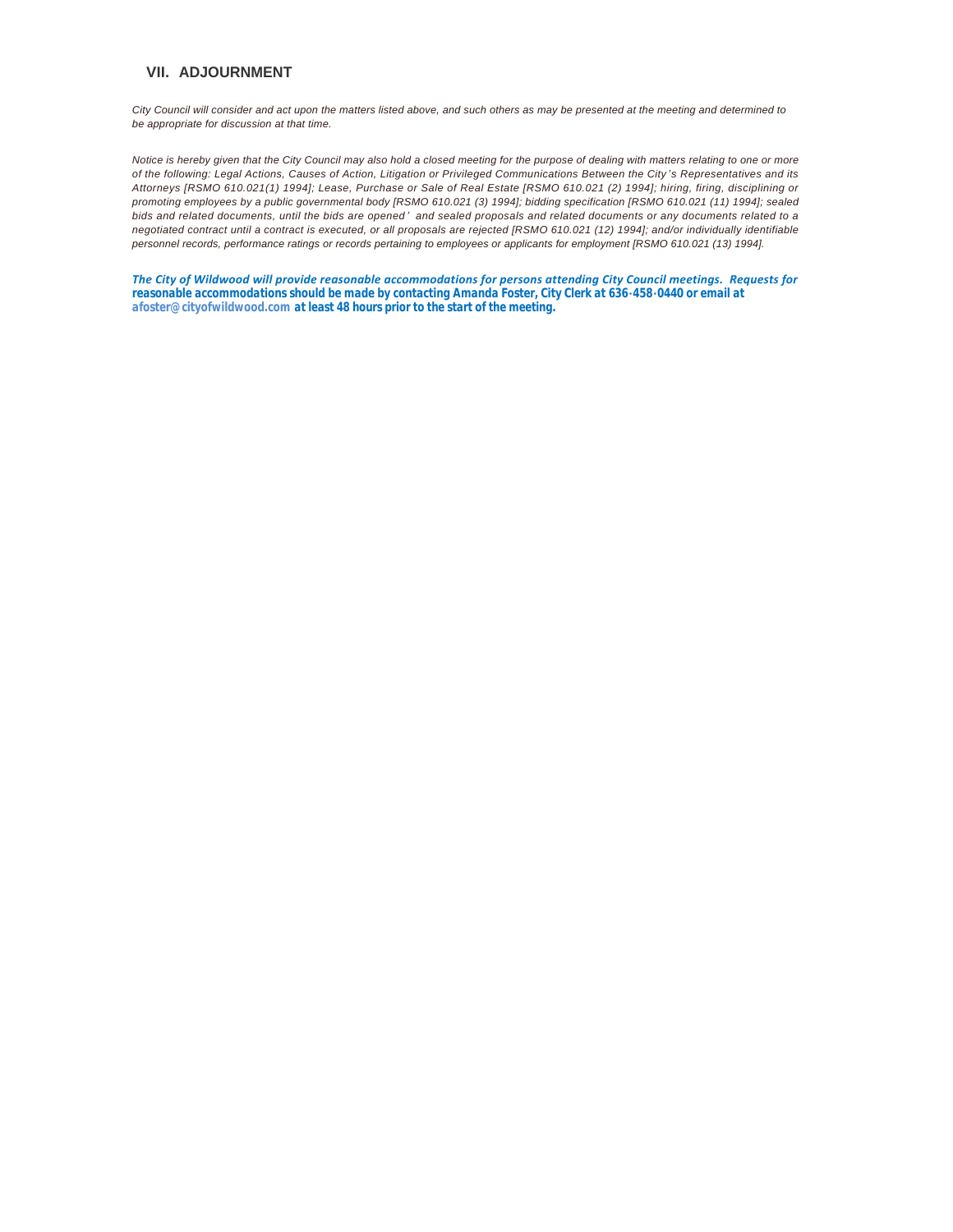## VII. ADJOURNMENT

*City Council will consider and act upon the matters listed above, and such others as may be presented at the meeting and determined to be appropriate for discussion at that time.*

*Notice is hereby given that the City Council may also hold a closed meeting for the purpose of dealing with matters relating to one or more of the following: Legal Actions, Causes of Action, Litigation or Privileged Communications Between the City's Representatives and its Attorneys [RSMO 610.021(1) 1994]; Lease, Purchase or Sale of Real Estate [RSMO 610.021 (2) 1994]; hiring, firing, disciplining or promoting employees by a public governmental body [RSMO 610.021 (3) 1994]; bidding specification [RSMO 610.021 (11) 1994]; sealed bids and related documents, until the bids are opened' and sealed proposals and related documents or any documents related to a negotiated contract until a contract is executed, or all proposals are rejected [RSMO 610.021 (12) 1994]; and/or individually identifiable personnel records, performance ratings or records pertaining to employees or applicants for employment [RSMO 610.021 (13) 1994].*

***The City of Wildwood will provide reasonable accommodations for persons attending City Council meetings. Requests for reasonable accommodations should be made by contacting Amanda Foster, City Clerk at 636-458-0440 or email at afoster@cityofwildwood.com at least 48 hours prior to the start of the meeting.***